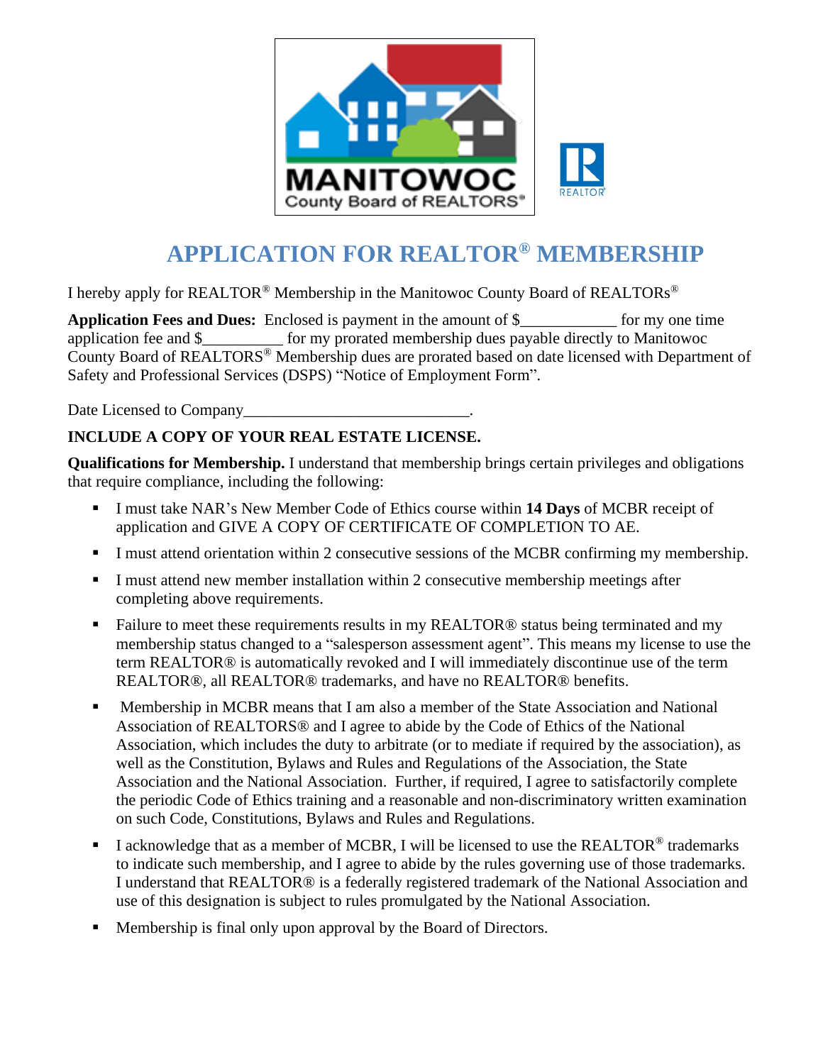# APPLICATION FOR REALTOR® MEMBERSHIP

I hereby apply for REALTOR® Membership in the Manitowoc County Board of REALTORs®

**Application Fees and Dues:** Enclosed is payment in the amount of $____________ for my one time application fee and $__________ for my prorated membership dues payable directly to Manitowoc County Board of REALTORS® Membership dues are prorated based on date licensed with Department of Safety and Professional Services (DSPS) "Notice of Employment Form".

Date Licensed to Company____________________________.

**INCLUDE A COPY OF YOUR REAL ESTATE LICENSE.**

**Qualifications for Membership.** I understand that membership brings certain privileges and obligations that require compliance, including the following:

- I must take NAR's New Member Code of Ethics course within **14 Days** of MCBR receipt of application and GIVE A COPY OF CERTIFICATE OF COMPLETION TO AE.
- I must attend orientation within 2 consecutive sessions of the MCBR confirming my membership.
- I must attend new member installation within 2 consecutive membership meetings after completing above requirements.
- Failure to meet these requirements results in my REALTOR® status being terminated and my membership status changed to a "salesperson assessment agent". This means my license to use the term REALTOR® is automatically revoked and I will immediately discontinue use of the term REALTOR®, all REALTOR® trademarks, and have no REALTOR® benefits.
- Membership in MCBR means that I am also a member of the State Association and National Association of REALTORS® and I agree to abide by the Code of Ethics of the National Association, which includes the duty to arbitrate (or to mediate if required by the association), as well as the Constitution, Bylaws and Rules and Regulations of the Association, the State Association and the National Association. Further, if required, I agree to satisfactorily complete the periodic Code of Ethics training and a reasonable and non-discriminatory written examination on such Code, Constitutions, Bylaws and Rules and Regulations.
- I acknowledge that as a member of MCBR, I will be licensed to use the REALTOR® trademarks to indicate such membership, and I agree to abide by the rules governing use of those trademarks. I understand that REALTOR® is a federally registered trademark of the National Association and use of this designation is subject to rules promulgated by the National Association.
- Membership is final only upon approval by the Board of Directors.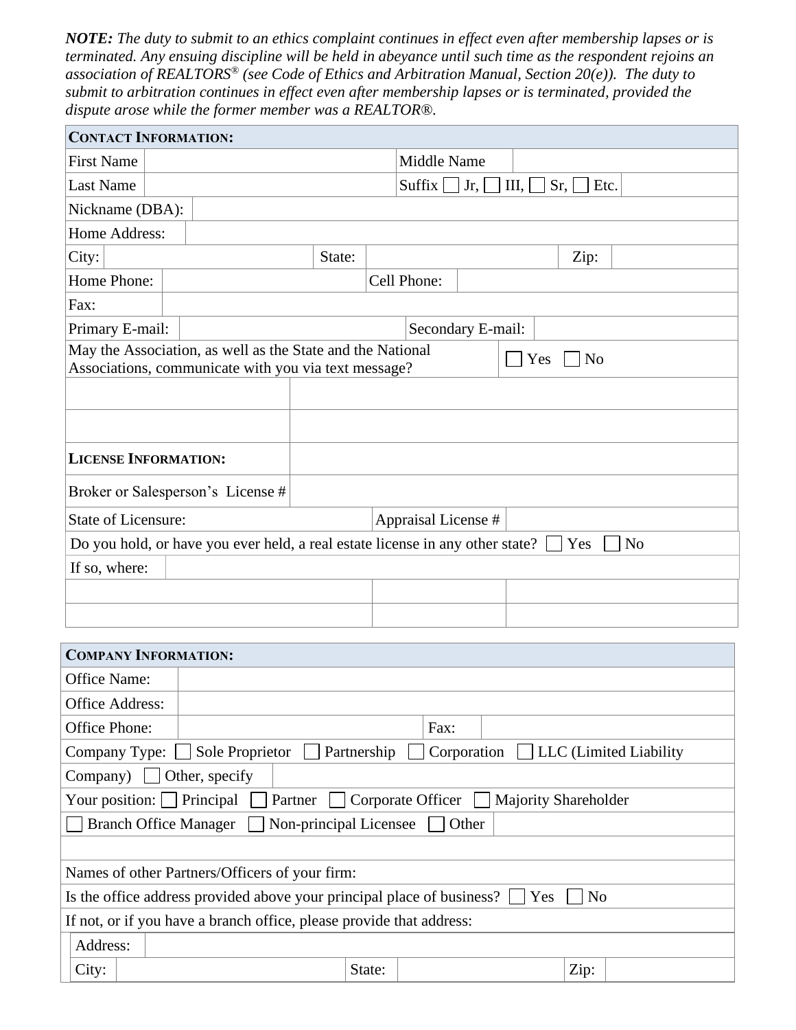***NOTE:** The duty to submit to an ethics complaint continues in effect even after membership lapses or is terminated. Any ensuing discipline will be held in abeyance until such time as the respondent rejoins an association of REALTORS® (see Code of Ethics and Arbitration Manual, Section 20(e)). The duty to submit to arbitration continues in effect even after membership lapses or is terminated, provided the dispute arose while the former member was a REALTOR®.*

| **CONTACT INFORMATION:** | | | |
|---|---|---|---|
| First Name | | Middle Name | |
| Last Name | | Suffix ☐ Jr, ☐ III, ☐ Sr, ☐ Etc. | |
| Nickname (DBA): | | | |
| Home Address: | | | |
| City: | | State: | Zip: |
| Home Phone: | | Cell Phone: | |
| Fax: | | | |
| Primary E-mail: | | Secondary E-mail: | |
| May the Association, as well as the State and the National Associations, communicate with you via text message? | | ☐ Yes ☐ No | |
| | | | |
| | | | |
| **LICENSE INFORMATION:** | | | |
| Broker or Salesperson's License # | | | |
| State of Licensure: | | Appraisal License # | |
| Do you hold, or have you ever held, a real estate license in any other state? ☐ Yes ☐ No | | | |
| If so, where: | | | |
| | | | |
| | | | |

| **COMPANY INFORMATION:** | | | |
|---|---|---|---|
| Office Name: | | | |
| Office Address: | | | |
| Office Phone: | | Fax: | |
| Company Type: ☐ Sole Proprietor ☐ Partnership ☐ Corporation ☐ LLC (Limited Liability Company) ☐ Other, specify | | | |
| Your position: ☐ Principal ☐ Partner ☐ Corporate Officer ☐ Majority Shareholder | | | |
| ☐ Branch Office Manager ☐ Non-principal Licensee ☐ Other | | | |
| | | | |
| Names of other Partners/Officers of your firm: | | | |
| Is the office address provided above your principal place of business? ☐ Yes ☐ No | | | |
| If not, or if you have a branch office, please provide that address: | | | |
| Address: | | | |
| City: | | State: | Zip: |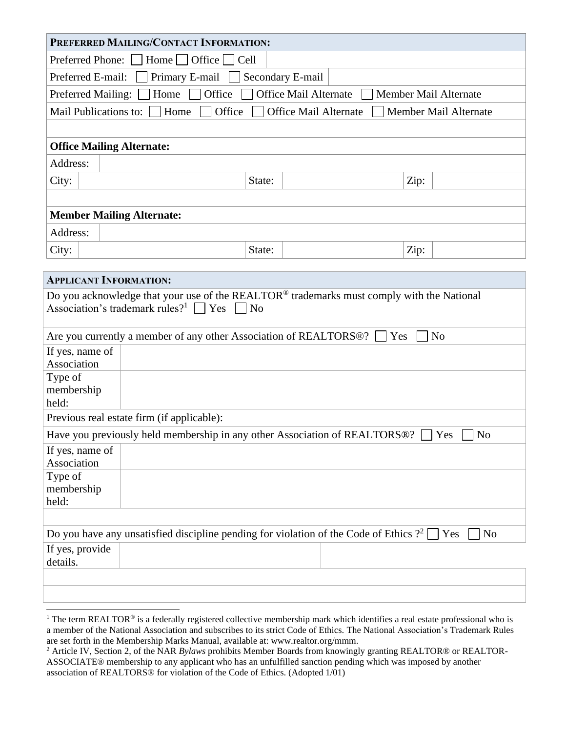| **PREFERRED MAILING/CONTACT INFORMATION:** | | | | | |
|---|---|---|---|---|---|
| Preferred Phone: ☐ Home ☐ Office ☐ Cell | | | | | |
| Preferred E-mail: ☐ Primary E-mail ☐ Secondary E-mail | | | | | |
| Preferred Mailing: ☐ Home ☐ Office ☐ Office Mail Alternate ☐ Member Mail Alternate | | | | | |
| Mail Publications to: ☐ Home ☐ Office ☐ Office Mail Alternate ☐ Member Mail Alternate | | | | | |
| | | | | | |
| **Office Mailing Alternate:** | | | | | |
| Address: | | | | | |
| City: | | State: | | Zip: | |
| | | | | | |
| **Member Mailing Alternate:** | | | | | |
| Address: | | | | | |
| City: | | State: | | Zip: | |

| **APPLICANT INFORMATION:** | |
|---|---|
| Do you acknowledge that your use of the REALTOR® trademarks must comply with the National Association's trademark rules?[1] ☐ Yes ☐ No | |
| Are you currently a member of any other Association of REALTORS®? ☐ Yes ☐ No | |
| If yes, name of Association | |
| Type of membership held: | |
| Previous real estate firm (if applicable): | |
| Have you previously held membership in any other Association of REALTORS®? ☐ Yes ☐ No | |
| If yes, name of Association | |
| Type of membership held: | |
| | |
| Do you have any unsatisfied discipline pending for violation of the Code of Ethics ?[2] ☐ Yes ☐ No | |
| If yes, provide details. | |
| | |
| | |

[1] The term REALTOR® is a federally registered collective membership mark which identifies a real estate professional who is a member of the National Association and subscribes to its strict Code of Ethics. The National Association's Trademark Rules are set forth in the Membership Marks Manual, available at: www.realtor.org/mmm.

[2] Article IV, Section 2, of the NAR *Bylaws* prohibits Member Boards from knowingly granting REALTOR® or REALTOR-ASSOCIATE® membership to any applicant who has an unfulfilled sanction pending which was imposed by another association of REALTORS® for violation of the Code of Ethics. (Adopted 1/01)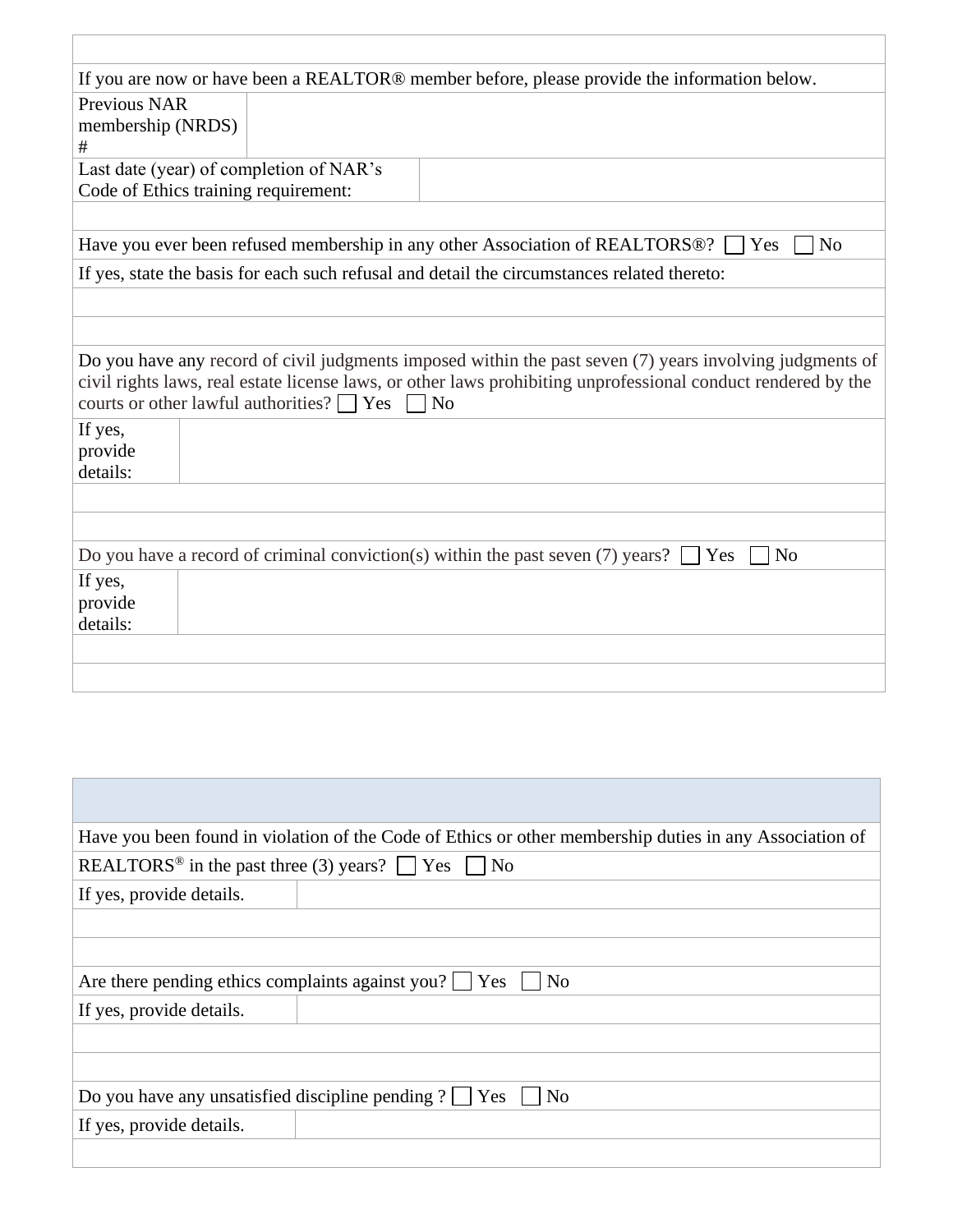If you are now or have been a REALTOR® member before, please provide the information below.

| Previous NAR membership (NRDS) # | |
|---|---|

| Last date (year) of completion of NAR's Code of Ethics training requirement: | |
|---|---|

Have you ever been refused membership in any other Association of REALTORS®? ☐ Yes ☐ No

If yes, state the basis for each such refusal and detail the circumstances related thereto:

Do you have any record of civil judgments imposed within the past seven (7) years involving judgments of civil rights laws, real estate license laws, or other laws prohibiting unprofessional conduct rendered by the courts or other lawful authorities? ☐ Yes ☐ No

| If yes, provide details: | |
|---|---|

Do you have a record of criminal conviction(s) within the past seven (7) years? ☐ Yes ☐ No

| If yes, provide details: | |
|---|---|

Have you been found in violation of the Code of Ethics or other membership duties in any Association of REALTORS® in the past three (3) years? ☐ Yes ☐ No

| If yes, provide details. | |
|---|---|

Are there pending ethics complaints against you? ☐ Yes ☐ No

| If yes, provide details. | |
|---|---|

Do you have any unsatisfied discipline pending ? ☐ Yes ☐ No

| If yes, provide details. | |
|---|---|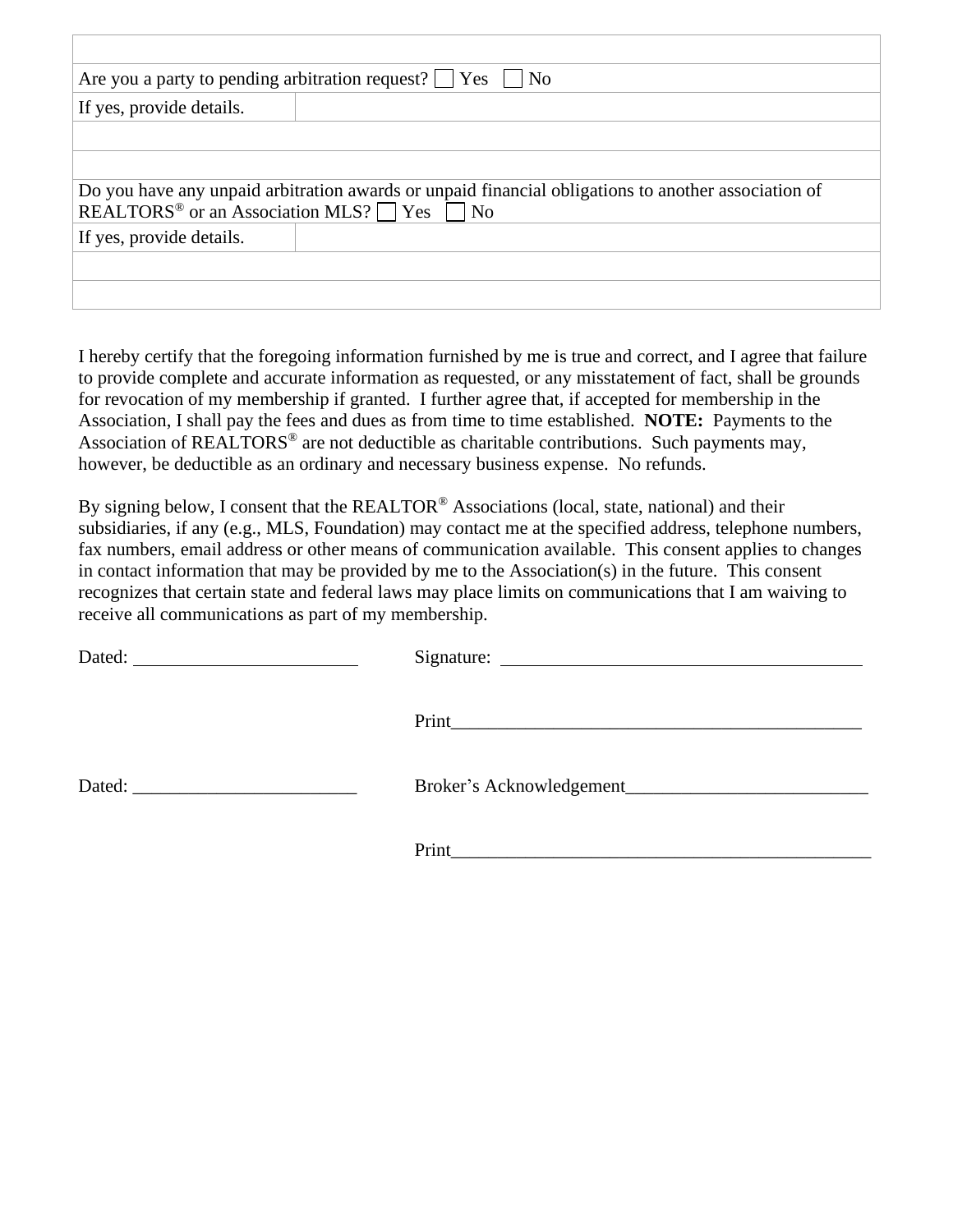| | |
|---|---|
| | |
| Are you a party to pending arbitration request? ☐ Yes ☐ No | |
| If yes, provide details. | |
| | |
| | |
| Do you have any unpaid arbitration awards or unpaid financial obligations to another association of REALTORS® or an Association MLS? ☐ Yes ☐ No | |
| If yes, provide details. | |
| | |
| | |

I hereby certify that the foregoing information furnished by me is true and correct, and I agree that failure to provide complete and accurate information as requested, or any misstatement of fact, shall be grounds for revocation of my membership if granted. I further agree that, if accepted for membership in the Association, I shall pay the fees and dues as from time to time established. **NOTE:** Payments to the Association of REALTORS® are not deductible as charitable contributions. Such payments may, however, be deductible as an ordinary and necessary business expense. No refunds.

By signing below, I consent that the REALTOR® Associations (local, state, national) and their subsidiaries, if any (e.g., MLS, Foundation) may contact me at the specified address, telephone numbers, fax numbers, email address or other means of communication available. This consent applies to changes in contact information that may be provided by me to the Association(s) in the future. This consent recognizes that certain state and federal laws may place limits on communications that I am waiving to receive all communications as part of my membership.

Dated: ________________________ Signature: ________________________________________

Print_____________________________________________

Dated: ________________________ Broker's Acknowledgement__________________________

Print______________________________________________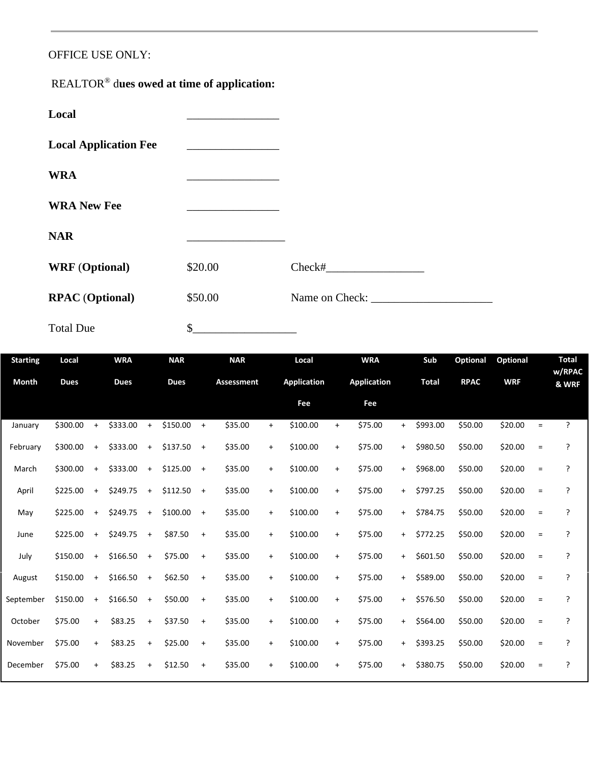OFFICE USE ONLY:

REALTOR® d**ues owed at time of application:**

**Local** ________________

**Local Application Fee** ________________

**WRA** ________________

**WRA New Fee** ________________

**NAR** _________________

**WRF** (**Optional)** $20.00 Check#_________________

**RPAC** (**Optional)** $50.00 Name on Check: _____________________

Total Due $__________________

| Starting Month | Local Dues | | WRA Dues | | NAR Dues | | NAR Assessment | | Local Application Fee | | WRA Application Fee | | Sub Total | Optional RPAC | Optional WRF | | Total w/RPAC & WRF |
|---|---|---|---|---|---|---|---|---|---|---|---|---|---|---|---|---|---|
| January | $300.00 | + | $333.00 | + | $150.00 | + | $35.00 | + | $100.00 | + | $75.00 | + | $993.00 | $50.00 | $20.00 | = | ? |
| February | $300.00 | + | $333.00 | + | $137.50 | + | $35.00 | + | $100.00 | + | $75.00 | + | $980.50 | $50.00 | $20.00 | = | ? |
| March | $300.00 | + | $333.00 | + | $125.00 | + | $35.00 | + | $100.00 | + | $75.00 | + | $968.00 | $50.00 | $20.00 | = | ? |
| April | $225.00 | + | $249.75 | + | $112.50 | + | $35.00 | + | $100.00 | + | $75.00 | + | $797.25 | $50.00 | $20.00 | = | ? |
| May | $225.00 | + | $249.75 | + | $100.00 | + | $35.00 | + | $100.00 | + | $75.00 | + | $784.75 | $50.00 | $20.00 | = | ? |
| June | $225.00 | + | $249.75 | + | $87.50 | + | $35.00 | + | $100.00 | + | $75.00 | + | $772.25 | $50.00 | $20.00 | = | ? |
| July | $150.00 | + | $166.50 | + | $75.00 | + | $35.00 | + | $100.00 | + | $75.00 | + | $601.50 | $50.00 | $20.00 | = | ? |
| August | $150.00 | + | $166.50 | + | $62.50 | + | $35.00 | + | $100.00 | + | $75.00 | + | $589.00 | $50.00 | $20.00 | = | ? |
| September | $150.00 | + | $166.50 | + | $50.00 | + | $35.00 | + | $100.00 | + | $75.00 | + | $576.50 | $50.00 | $20.00 | = | ? |
| October | $75.00 | + | $83.25 | + | $37.50 | + | $35.00 | + | $100.00 | + | $75.00 | + | $564.00 | $50.00 | $20.00 | = | ? |
| November | $75.00 | + | $83.25 | + | $25.00 | + | $35.00 | + | $100.00 | + | $75.00 | + | $393.25 | $50.00 | $20.00 | = | ? |
| December | $75.00 | + | $83.25 | + | $12.50 | + | $35.00 | + | $100.00 | + | $75.00 | + | $380.75 | $50.00 | $20.00 | = | ? |